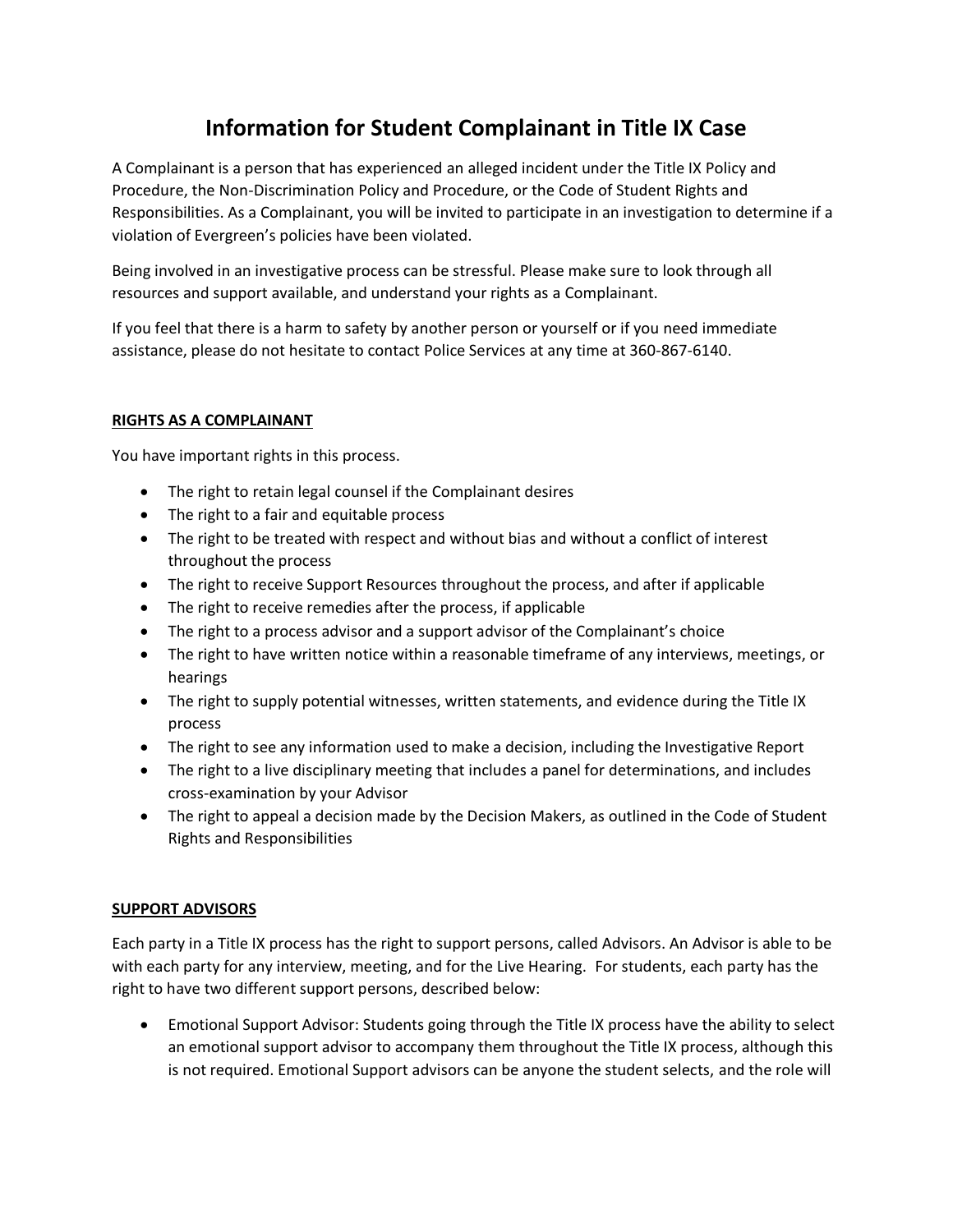# Information for Student Complainant in Title IX Case

A Complainant is a person that has experienced an alleged incident under the Title IX Policy and Procedure, the Non-Discrimination Policy and Procedure, or the Code of Student Rights and Responsibilities. As a Complainant, you will be invited to participate in an investigation to determine if a violation of Evergreen's policies have been violated.

Being involved in an investigative process can be stressful. Please make sure to look through all resources and support available, and understand your rights as a Complainant.

If you feel that there is a harm to safety by another person or yourself or if you need immediate assistance, please do not hesitate to contact Police Services at any time at 360-867-6140.

## RIGHTS AS A COMPLAINANT

You have important rights in this process.

- The right to retain legal counsel if the Complainant desires
- The right to a fair and equitable process
- The right to be treated with respect and without bias and without a conflict of interest throughout the process
- The right to receive Support Resources throughout the process, and after if applicable
- The right to receive remedies after the process, if applicable
- The right to a process advisor and a support advisor of the Complainant's choice
- The right to have written notice within a reasonable timeframe of any interviews, meetings, or hearings
- The right to supply potential witnesses, written statements, and evidence during the Title IX process
- The right to see any information used to make a decision, including the Investigative Report
- The right to a live disciplinary meeting that includes a panel for determinations, and includes cross-examination by your Advisor
- The right to appeal a decision made by the Decision Makers, as outlined in the Code of Student Rights and Responsibilities

## SUPPORT ADVISORS

Each party in a Title IX process has the right to support persons, called Advisors. An Advisor is able to be with each party for any interview, meeting, and for the Live Hearing. For students, each party has the right to have two different support persons, described below:

- Emotional Support Advisor: Students going through the Title IX process have the ability to select an emotional support advisor to accompany them throughout the Title IX process, although this is not required. Emotional Support advisors can be anyone the student selects, and the role will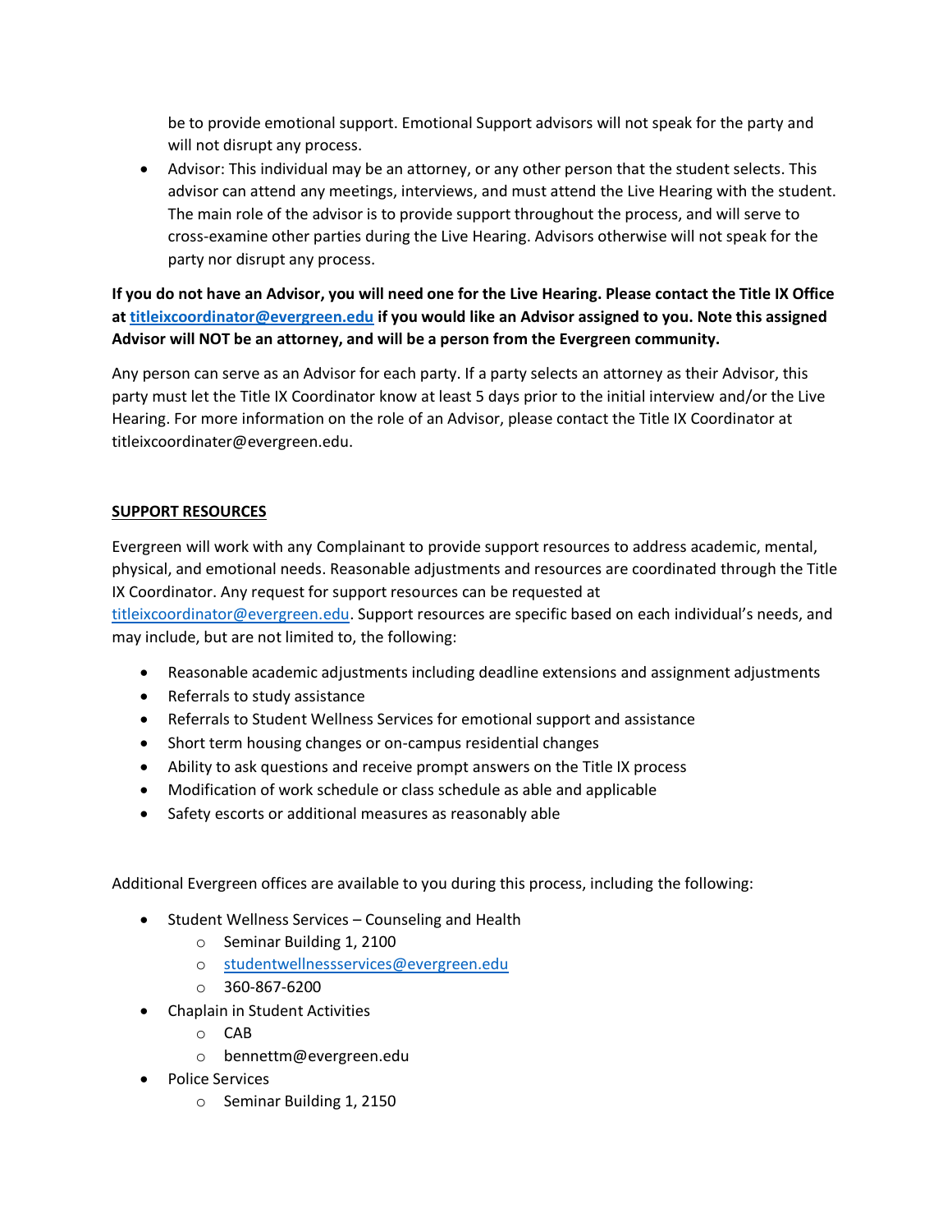be to provide emotional support. Emotional Support advisors will not speak for the party and will not disrupt any process.

- Advisor: This individual may be an attorney, or any other person that the student selects. This advisor can attend any meetings, interviews, and must attend the Live Hearing with the student. The main role of the advisor is to provide support throughout the process, and will serve to cross-examine other parties during the Live Hearing. Advisors otherwise will not speak for the party nor disrupt any process.

**If you do not have an Advisor, you will need one for the Live Hearing. Please contact the Title IX Office at titleixcoordinator@evergreen.edu if you would like an Advisor assigned to you. Note this assigned Advisor will NOT be an attorney, and will be a person from the Evergreen community.**

Any person can serve as an Advisor for each party. If a party selects an attorney as their Advisor, this party must let the Title IX Coordinator know at least 5 days prior to the initial interview and/or the Live Hearing. For more information on the role of an Advisor, please contact the Title IX Coordinator at titleixcoordinater@evergreen.edu.

## SUPPORT RESOURCES

Evergreen will work with any Complainant to provide support resources to address academic, mental, physical, and emotional needs. Reasonable adjustments and resources are coordinated through the Title IX Coordinator. Any request for support resources can be requested at titleixcoordinator@evergreen.edu. Support resources are specific based on each individual's needs, and may include, but are not limited to, the following:

- Reasonable academic adjustments including deadline extensions and assignment adjustments
- Referrals to study assistance
- Referrals to Student Wellness Services for emotional support and assistance
- Short term housing changes or on-campus residential changes
- Ability to ask questions and receive prompt answers on the Title IX process
- Modification of work schedule or class schedule as able and applicable
- Safety escorts or additional measures as reasonably able

Additional Evergreen offices are available to you during this process, including the following:

- Student Wellness Services – Counseling and Health
    - Seminar Building 1, 2100
    - studentwellnessservices@evergreen.edu
    - 360-867-6200
- Chaplain in Student Activities
    - CAB
    - bennettm@evergreen.edu
- Police Services
    - Seminar Building 1, 2150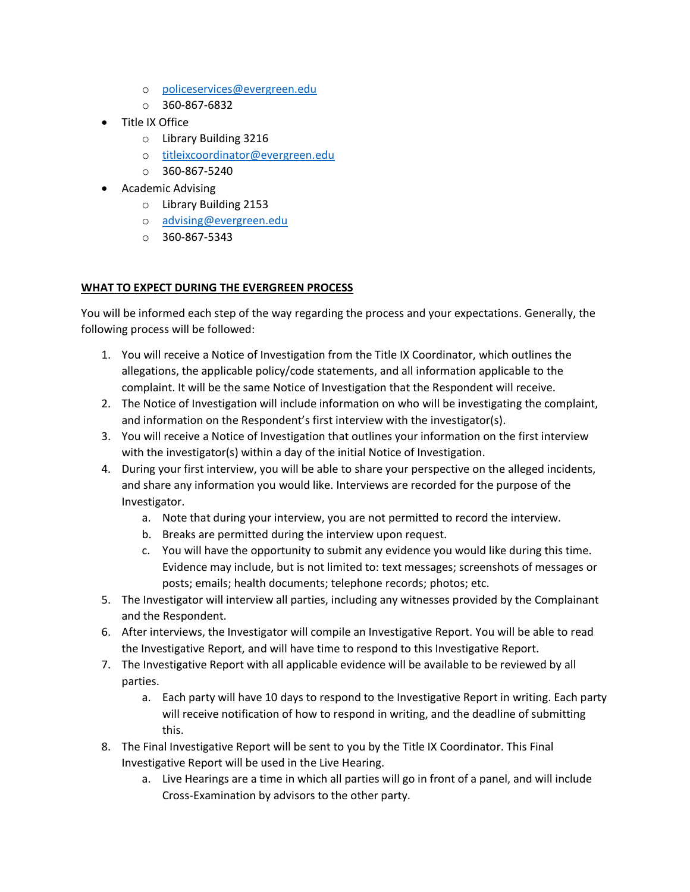- policeservices@evergreen.edu
  - 360-867-6832
- Title IX Office
  - Library Building 3216
  - titleixcoordinator@evergreen.edu
  - 360-867-5240
- Academic Advising
  - Library Building 2153
  - advising@evergreen.edu
  - 360-867-5343

**WHAT TO EXPECT DURING THE EVERGREEN PROCESS**

You will be informed each step of the way regarding the process and your expectations. Generally, the following process will be followed:

1. You will receive a Notice of Investigation from the Title IX Coordinator, which outlines the allegations, the applicable policy/code statements, and all information applicable to the complaint. It will be the same Notice of Investigation that the Respondent will receive.
2. The Notice of Investigation will include information on who will be investigating the complaint, and information on the Respondent's first interview with the investigator(s).
3. You will receive a Notice of Investigation that outlines your information on the first interview with the investigator(s) within a day of the initial Notice of Investigation.
4. During your first interview, you will be able to share your perspective on the alleged incidents, and share any information you would like. Interviews are recorded for the purpose of the Investigator.
   a. Note that during your interview, you are not permitted to record the interview.
   b. Breaks are permitted during the interview upon request.
   c. You will have the opportunity to submit any evidence you would like during this time. Evidence may include, but is not limited to: text messages; screenshots of messages or posts; emails; health documents; telephone records; photos; etc.
5. The Investigator will interview all parties, including any witnesses provided by the Complainant and the Respondent.
6. After interviews, the Investigator will compile an Investigative Report. You will be able to read the Investigative Report, and will have time to respond to this Investigative Report.
7. The Investigative Report with all applicable evidence will be available to be reviewed by all parties.
   a. Each party will have 10 days to respond to the Investigative Report in writing. Each party will receive notification of how to respond in writing, and the deadline of submitting this.
8. The Final Investigative Report will be sent to you by the Title IX Coordinator. This Final Investigative Report will be used in the Live Hearing.
   a. Live Hearings are a time in which all parties will go in front of a panel, and will include Cross-Examination by advisors to the other party.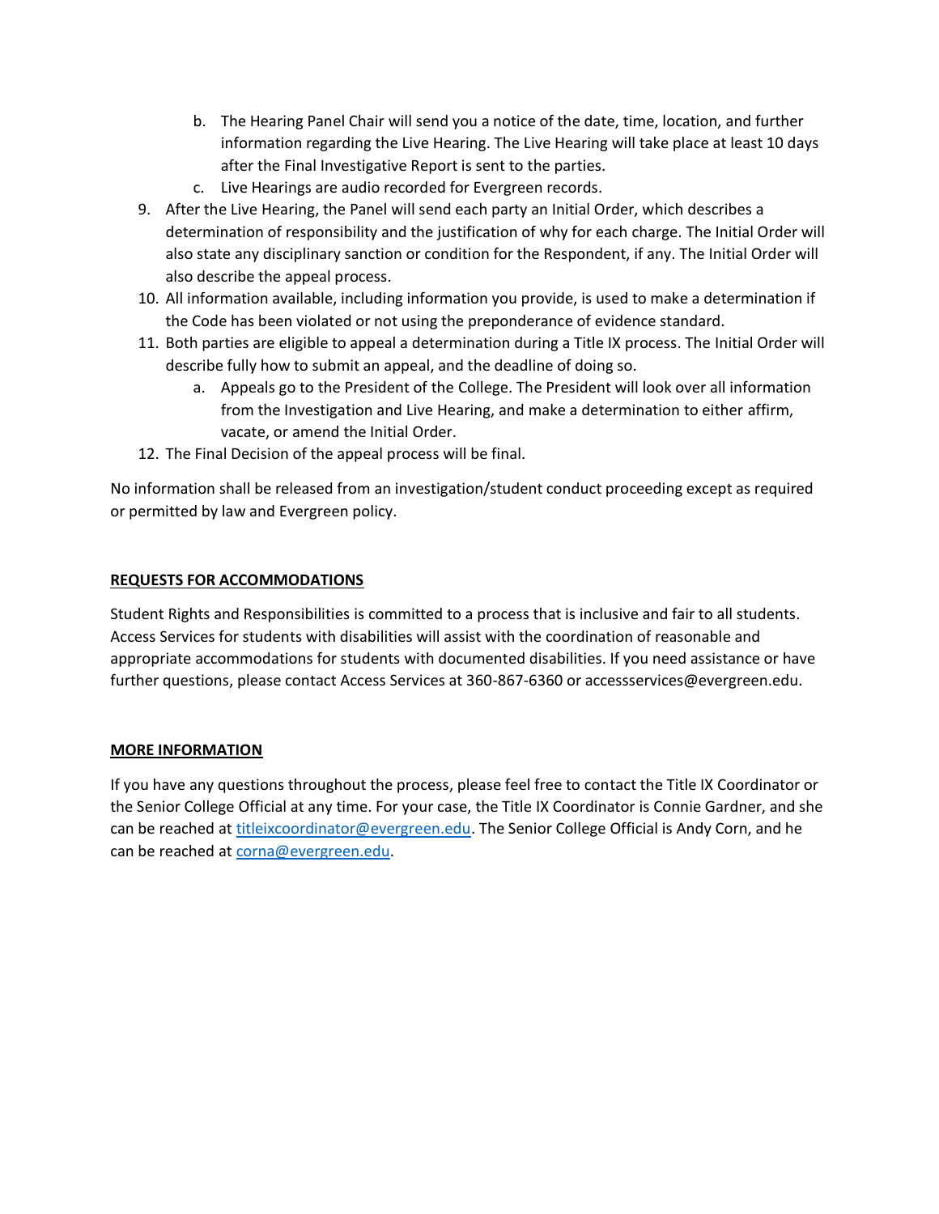b. The Hearing Panel Chair will send you a notice of the date, time, location, and further information regarding the Live Hearing. The Live Hearing will take place at least 10 days after the Final Investigative Report is sent to the parties.
   c. Live Hearings are audio recorded for Evergreen records.
9. After the Live Hearing, the Panel will send each party an Initial Order, which describes a determination of responsibility and the justification of why for each charge. The Initial Order will also state any disciplinary sanction or condition for the Respondent, if any. The Initial Order will also describe the appeal process.
10. All information available, including information you provide, is used to make a determination if the Code has been violated or not using the preponderance of evidence standard.
11. Both parties are eligible to appeal a determination during a Title IX process. The Initial Order will describe fully how to submit an appeal, and the deadline of doing so.
    a. Appeals go to the President of the College. The President will look over all information from the Investigation and Live Hearing, and make a determination to either affirm, vacate, or amend the Initial Order.
12. The Final Decision of the appeal process will be final.

No information shall be released from an investigation/student conduct proceeding except as required or permitted by law and Evergreen policy.

## <u>REQUESTS FOR ACCOMMODATIONS</u>

Student Rights and Responsibilities is committed to a process that is inclusive and fair to all students. Access Services for students with disabilities will assist with the coordination of reasonable and appropriate accommodations for students with documented disabilities. If you need assistance or have further questions, please contact Access Services at 360-867-6360 or accessservices@evergreen.edu.

## <u>MORE INFORMATION</u>

If you have any questions throughout the process, please feel free to contact the Title IX Coordinator or the Senior College Official at any time. For your case, the Title IX Coordinator is Connie Gardner, and she can be reached at titleixcoordinator@evergreen.edu. The Senior College Official is Andy Corn, and he can be reached at corna@evergreen.edu.